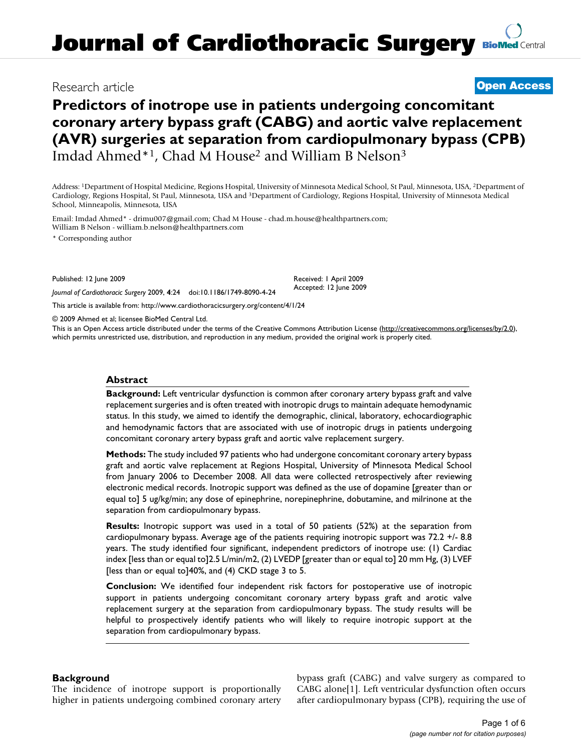# Journal of Cardiothoracic Surgery

Research article

**Open Access**

# Predictors of inotrope use in patients undergoing concomitant coronary artery bypass graft (CABG) and aortic valve replacement (AVR) surgeries at separation from cardiopulmonary bypass (CPB)

Imdad Ahmed*[1], Chad M House[2] and William B Nelson[3]

Address: [1]Department of Hospital Medicine, Regions Hospital, University of Minnesota Medical School, St Paul, Minnesota, USA, [2]Department of Cardiology, Regions Hospital, St Paul, Minnesota, USA and [3]Department of Cardiology, Regions Hospital, University of Minnesota Medical School, Minneapolis, Minnesota, USA

Email: Imdad Ahmed* - drimu007@gmail.com; Chad M House - chad.m.house@healthpartners.com; William B Nelson - william.b.nelson@healthpartners.com

* Corresponding author

Published: 12 June 2009

*Journal of Cardiothoracic Surgery* 2009, **4**:24 doi:10.1186/1749-8090-4-24

Received: 1 April 2009
Accepted: 12 June 2009

This article is available from: http://www.cardiothoracicsurgery.org/content/4/1/24

© 2009 Ahmed et al; licensee BioMed Central Ltd.

This is an Open Access article distributed under the terms of the Creative Commons Attribution License (http://creativecommons.org/licenses/by/2.0), which permits unrestricted use, distribution, and reproduction in any medium, provided the original work is properly cited.

## Abstract

**Background:** Left ventricular dysfunction is common after coronary artery bypass graft and valve replacement surgeries and is often treated with inotropic drugs to maintain adequate hemodynamic status. In this study, we aimed to identify the demographic, clinical, laboratory, echocardiographic and hemodynamic factors that are associated with use of inotropic drugs in patients undergoing concomitant coronary artery bypass graft and aortic valve replacement surgery.

**Methods:** The study included 97 patients who had undergone concomitant coronary artery bypass graft and aortic valve replacement at Regions Hospital, University of Minnesota Medical School from January 2006 to December 2008. All data were collected retrospectively after reviewing electronic medical records. Inotropic support was defined as the use of dopamine [greater than or equal to] 5 ug/kg/min; any dose of epinephrine, norepinephrine, dobutamine, and milrinone at the separation from cardiopulmonary bypass.

**Results:** Inotropic support was used in a total of 50 patients (52%) at the separation from cardiopulmonary bypass. Average age of the patients requiring inotropic support was 72.2 +/- 8.8 years. The study identified four significant, independent predictors of inotrope use: (1) Cardiac index [less than or equal to]2.5 L/min/m2, (2) LVEDP [greater than or equal to] 20 mm Hg, (3) LVEF [less than or equal to]40%, and (4) CKD stage 3 to 5.

**Conclusion:** We identified four independent risk factors for postoperative use of inotropic support in patients undergoing concomitant coronary artery bypass graft and arotic valve replacement surgery at the separation from cardiopulmonary bypass. The study results will be helpful to prospectively identify patients who will likely to require inotropic support at the separation from cardiopulmonary bypass.

## Background

The incidence of inotrope support is proportionally higher in patients undergoing combined coronary artery bypass graft (CABG) and valve surgery as compared to CABG alone[1]. Left ventricular dysfunction often occurs after cardiopulmonary bypass (CPB), requiring the use of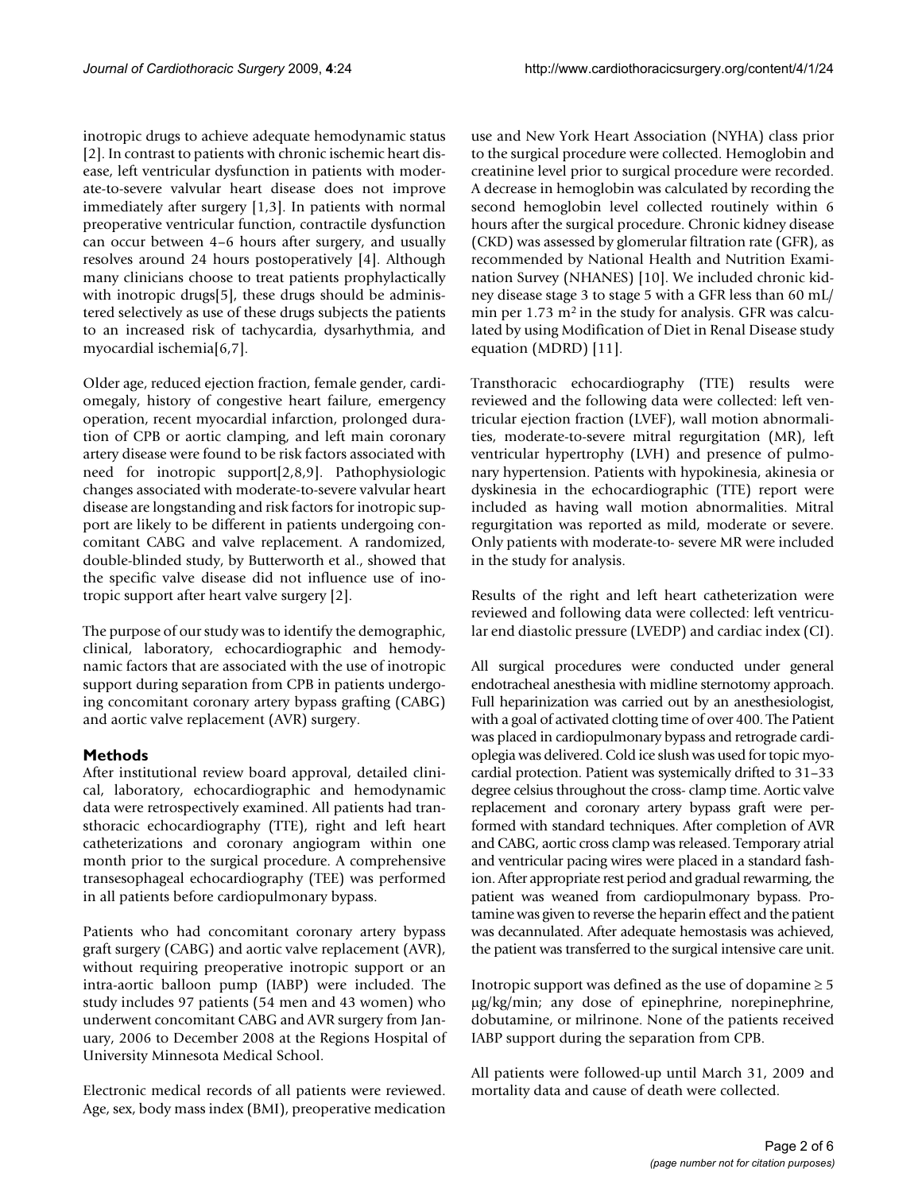inotropic drugs to achieve adequate hemodynamic status [2]. In contrast to patients with chronic ischemic heart disease, left ventricular dysfunction in patients with moderate-to-severe valvular heart disease does not improve immediately after surgery [1,3]. In patients with normal preoperative ventricular function, contractile dysfunction can occur between 4–6 hours after surgery, and usually resolves around 24 hours postoperatively [4]. Although many clinicians choose to treat patients prophylactically with inotropic drugs[5], these drugs should be administered selectively as use of these drugs subjects the patients to an increased risk of tachycardia, dysarhythmia, and myocardial ischemia[6,7].

Older age, reduced ejection fraction, female gender, cardiomegaly, history of congestive heart failure, emergency operation, recent myocardial infarction, prolonged duration of CPB or aortic clamping, and left main coronary artery disease were found to be risk factors associated with need for inotropic support[2,8,9]. Pathophysiologic changes associated with moderate-to-severe valvular heart disease are longstanding and risk factors for inotropic support are likely to be different in patients undergoing concomitant CABG and valve replacement. A randomized, double-blinded study, by Butterworth et al., showed that the specific valve disease did not influence use of inotropic support after heart valve surgery [2].

The purpose of our study was to identify the demographic, clinical, laboratory, echocardiographic and hemodynamic factors that are associated with the use of inotropic support during separation from CPB in patients undergoing concomitant coronary artery bypass grafting (CABG) and aortic valve replacement (AVR) surgery.

## Methods

After institutional review board approval, detailed clinical, laboratory, echocardiographic and hemodynamic data were retrospectively examined. All patients had transthoracic echocardiography (TTE), right and left heart catheterizations and coronary angiogram within one month prior to the surgical procedure. A comprehensive transesophageal echocardiography (TEE) was performed in all patients before cardiopulmonary bypass.

Patients who had concomitant coronary artery bypass graft surgery (CABG) and aortic valve replacement (AVR), without requiring preoperative inotropic support or an intra-aortic balloon pump (IABP) were included. The study includes 97 patients (54 men and 43 women) who underwent concomitant CABG and AVR surgery from January, 2006 to December 2008 at the Regions Hospital of University Minnesota Medical School.

Electronic medical records of all patients were reviewed. Age, sex, body mass index (BMI), preoperative medication use and New York Heart Association (NYHA) class prior to the surgical procedure were collected. Hemoglobin and creatinine level prior to surgical procedure were recorded. A decrease in hemoglobin was calculated by recording the second hemoglobin level collected routinely within 6 hours after the surgical procedure. Chronic kidney disease (CKD) was assessed by glomerular filtration rate (GFR), as recommended by National Health and Nutrition Examination Survey (NHANES) [10]. We included chronic kidney disease stage 3 to stage 5 with a GFR less than 60 mL/min per 1.73 $m^2$ in the study for analysis. GFR was calculated by using Modification of Diet in Renal Disease study equation (MDRD) [11].

Transthoracic echocardiography (TTE) results were reviewed and the following data were collected: left ventricular ejection fraction (LVEF), wall motion abnormalities, moderate-to-severe mitral regurgitation (MR), left ventricular hypertrophy (LVH) and presence of pulmonary hypertension. Patients with hypokinesia, akinesia or dyskinesia in the echocardiographic (TTE) report were included as having wall motion abnormalities. Mitral regurgitation was reported as mild, moderate or severe. Only patients with moderate-to- severe MR were included in the study for analysis.

Results of the right and left heart catheterization were reviewed and following data were collected: left ventricular end diastolic pressure (LVEDP) and cardiac index (CI).

All surgical procedures were conducted under general endotracheal anesthesia with midline sternotomy approach. Full heparinization was carried out by an anesthesiologist, with a goal of activated clotting time of over 400. The Patient was placed in cardiopulmonary bypass and retrograde cardioplegia was delivered. Cold ice slush was used for topic myocardial protection. Patient was systemically drifted to 31–33 degree celsius throughout the cross- clamp time. Aortic valve replacement and coronary artery bypass graft were performed with standard techniques. After completion of AVR and CABG, aortic cross clamp was released. Temporary atrial and ventricular pacing wires were placed in a standard fashion. After appropriate rest period and gradual rewarming, the patient was weaned from cardiopulmonary bypass. Protamine was given to reverse the heparin effect and the patient was decannulated. After adequate hemostasis was achieved, the patient was transferred to the surgical intensive care unit.

Inotropic support was defined as the use of dopamine ≥ 5 μg/kg/min; any dose of epinephrine, norepinephrine, dobutamine, or milrinone. None of the patients received IABP support during the separation from CPB.

All patients were followed-up until March 31, 2009 and mortality data and cause of death were collected.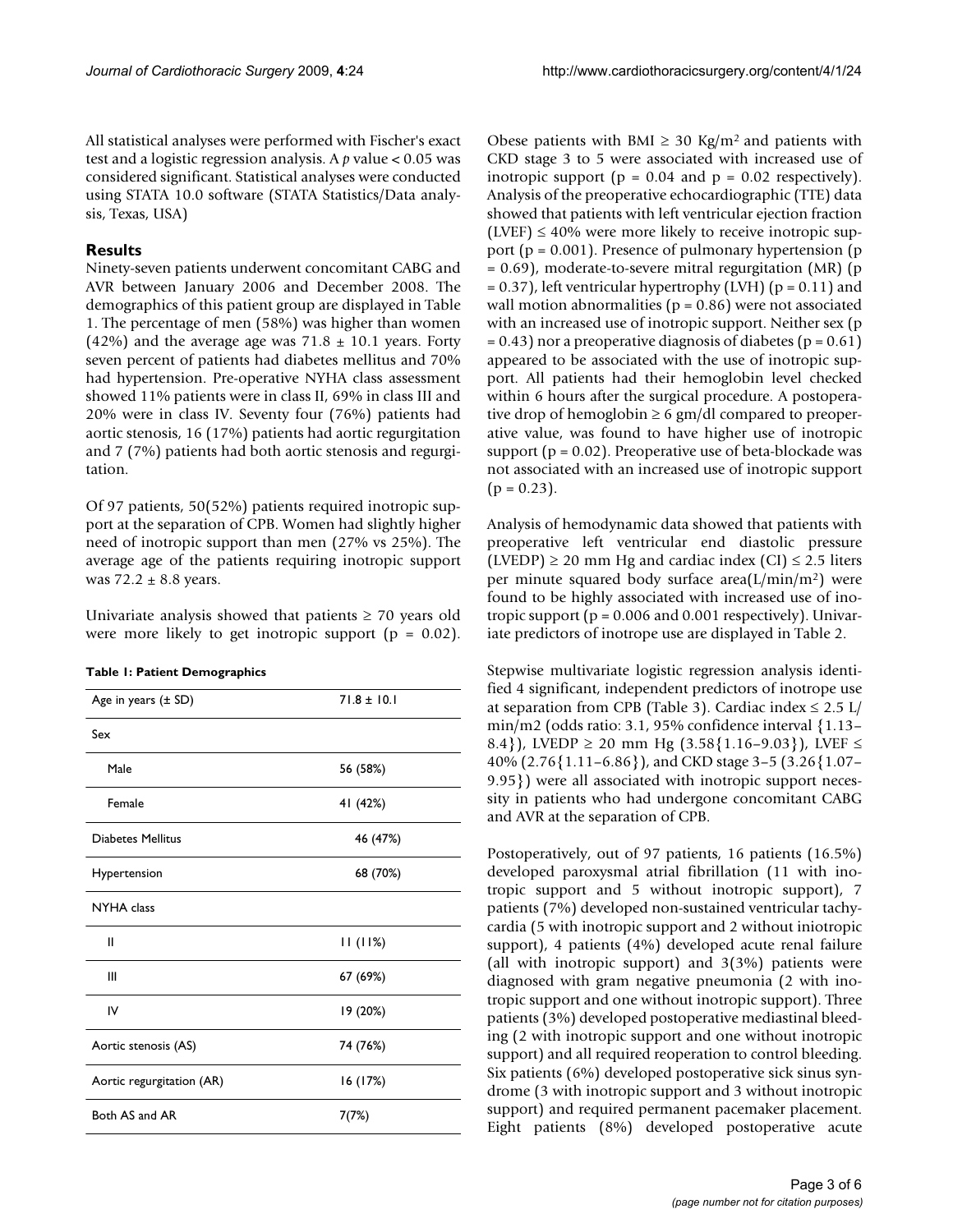All statistical analyses were performed with Fischer's exact test and a logistic regression analysis. A *p* value < 0.05 was considered significant. Statistical analyses were conducted using STATA 10.0 software (STATA Statistics/Data analysis, Texas, USA)

## Results

Ninety-seven patients underwent concomitant CABG and AVR between January 2006 and December 2008. The demographics of this patient group are displayed in Table 1. The percentage of men (58%) was higher than women (42%) and the average age was 71.8 ± 10.1 years. Forty seven percent of patients had diabetes mellitus and 70% had hypertension. Pre-operative NYHA class assessment showed 11% patients were in class II, 69% in class III and 20% were in class IV. Seventy four (76%) patients had aortic stenosis, 16 (17%) patients had aortic regurgitation and 7 (7%) patients had both aortic stenosis and regurgitation.

Of 97 patients, 50(52%) patients required inotropic support at the separation of CPB. Women had slightly higher need of inotropic support than men (27% vs 25%). The average age of the patients requiring inotropic support was 72.2 ± 8.8 years.

Univariate analysis showed that patients ≥ 70 years old were more likely to get inotropic support ($p = 0.02$).

**Table 1: Patient Demographics**

| Age in years (± SD) | 71.8 ± 10.1 |
|---|---|
| Sex | |
| Male | 56 (58%) |
| Female | 41 (42%) |
| Diabetes Mellitus | 46 (47%) |
| Hypertension | 68 (70%) |
| NYHA class | |
| II | 11 (11%) |
| III | 67 (69%) |
| IV | 19 (20%) |
| Aortic stenosis (AS) | 74 (76%) |
| Aortic regurgitation (AR) | 16 (17%) |
| Both AS and AR | 7(7%) |

Obese patients with BMI ≥ 30 Kg/m$^2$ and patients with CKD stage 3 to 5 were associated with increased use of inotropic support ($p = 0.04$ and $p = 0.02$ respectively). Analysis of the preoperative echocardiographic (TTE) data showed that patients with left ventricular ejection fraction (LVEF) ≤ 40% were more likely to receive inotropic support ($p = 0.001$). Presence of pulmonary hypertension ($p = 0.69$), moderate-to-severe mitral regurgitation (MR) ($p = 0.37$), left ventricular hypertrophy (LVH) ($p = 0.11$) and wall motion abnormalities ($p = 0.86$) were not associated with an increased use of inotropic support. Neither sex ($p = 0.43$) nor a preoperative diagnosis of diabetes ($p = 0.61$) appeared to be associated with the use of inotropic support. All patients had their hemoglobin level checked within 6 hours after the surgical procedure. A postoperative drop of hemoglobin ≥ 6 gm/dl compared to preoperative value, was found to have higher use of inotropic support ($p = 0.02$). Preoperative use of beta-blockade was not associated with an increased use of inotropic support ($p = 0.23$).

Analysis of hemodynamic data showed that patients with preoperative left ventricular end diastolic pressure (LVEDP) ≥ 20 mm Hg and cardiac index (CI) ≤ 2.5 liters per minute squared body surface area(L/min/m$^2$) were found to be highly associated with increased use of inotropic support ($p = 0.006$ and 0.001 respectively). Univariate predictors of inotrope use are displayed in Table 2.

Stepwise multivariate logistic regression analysis identified 4 significant, independent predictors of inotrope use at separation from CPB (Table 3). Cardiac index ≤ 2.5 L/min/m2 (odds ratio: 3.1, 95% confidence interval {1.13–8.4}), LVEDP ≥ 20 mm Hg (3.58{1.16–9.03}), LVEF ≤ 40% (2.76{1.11–6.86}), and CKD stage 3–5 (3.26{1.07–9.95}) were all associated with inotropic support necessity in patients who had undergone concomitant CABG and AVR at the separation of CPB.

Postoperatively, out of 97 patients, 16 patients (16.5%) developed paroxysmal atrial fibrillation (11 with inotropic support and 5 without inotropic support), 7 patients (7%) developed non-sustained ventricular tachycardia (5 with inotropic support and 2 without iniotropic support), 4 patients (4%) developed acute renal failure (all with inotropic support) and 3(3%) patients were diagnosed with gram negative pneumonia (2 with inotropic support and one without inotropic support). Three patients (3%) developed postoperative mediastinal bleeding (2 with inotropic support and one without inotropic support) and all required reoperation to control bleeding. Six patients (6%) developed postoperative sick sinus syndrome (3 with inotropic support and 3 without inotropic support) and required permanent pacemaker placement. Eight patients (8%) developed postoperative acute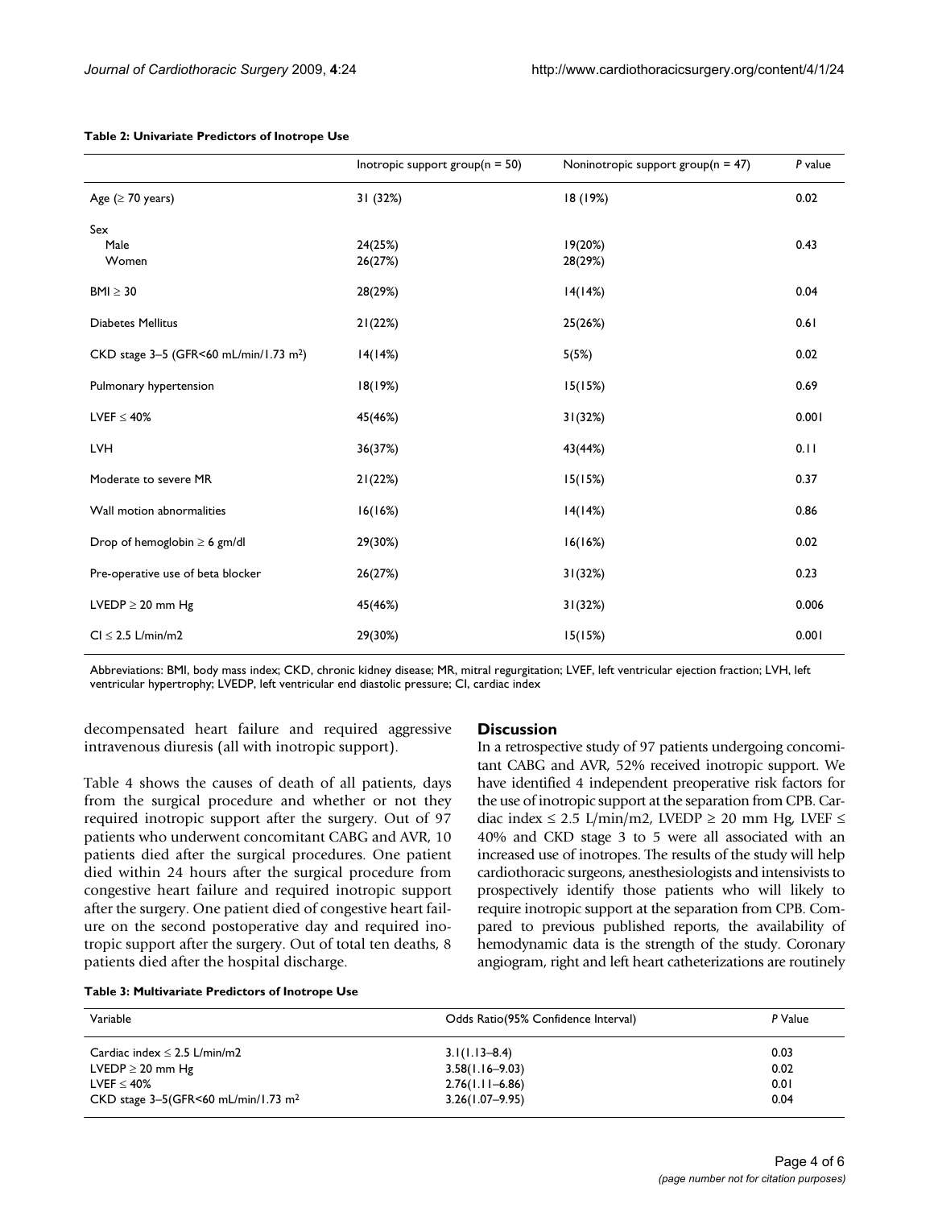**Table 2: Univariate Predictors of Inotrope Use**

| | Inotropic support group(n = 50) | Noninotropic support group(n = 47) | *P* value |
|---|---|---|---|
| Age (≥ 70 years) | 31 (32%) | 18 (19%) | 0.02 |
| Sex | | | |
| Male | 24(25%) | 19(20%) | 0.43 |
| Women | 26(27%) | 28(29%) | |
| BMI ≥ 30 | 28(29%) | 14(14%) | 0.04 |
| Diabetes Mellitus | 21(22%) | 25(26%) | 0.61 |
| CKD stage 3–5 (GFR<60 mL/min/1.73 $m^2$) | 14(14%) | 5(5%) | 0.02 |
| Pulmonary hypertension | 18(19%) | 15(15%) | 0.69 |
| LVEF ≤ 40% | 45(46%) | 31(32%) | 0.001 |
| LVH | 36(37%) | 43(44%) | 0.11 |
| Moderate to severe MR | 21(22%) | 15(15%) | 0.37 |
| Wall motion abnormalities | 16(16%) | 14(14%) | 0.86 |
| Drop of hemoglobin ≥ 6 gm/dl | 29(30%) | 16(16%) | 0.02 |
| Pre-operative use of beta blocker | 26(27%) | 31(32%) | 0.23 |
| LVEDP ≥ 20 mm Hg | 45(46%) | 31(32%) | 0.006 |
| CI ≤ 2.5 L/min/m2 | 29(30%) | 15(15%) | 0.001 |

Abbreviations: BMI, body mass index; CKD, chronic kidney disease; MR, mitral regurgitation; LVEF, left ventricular ejection fraction; LVH, left ventricular hypertrophy; LVEDP, left ventricular end diastolic pressure; CI, cardiac index

decompensated heart failure and required aggressive intravenous diuresis (all with inotropic support).

Table 4 shows the causes of death of all patients, days from the surgical procedure and whether or not they required inotropic support after the surgery. Out of 97 patients who underwent concomitant CABG and AVR, 10 patients died after the surgical procedures. One patient died within 24 hours after the surgical procedure from congestive heart failure and required inotropic support after the surgery. One patient died of congestive heart failure on the second postoperative day and required inotropic support after the surgery. Out of total ten deaths, 8 patients died after the hospital discharge.

## Discussion

In a retrospective study of 97 patients undergoing concomitant CABG and AVR, 52% received inotropic support. We have identified 4 independent preoperative risk factors for the use of inotropic support at the separation from CPB. Cardiac index ≤ 2.5 L/min/m2, LVEDP ≥ 20 mm Hg, LVEF ≤ 40% and CKD stage 3 to 5 were all associated with an increased use of inotropes. The results of the study will help cardiothoracic surgeons, anesthesiologists and intensivists to prospectively identify those patients who will likely to require inotropic support at the separation from CPB. Compared to previous published reports, the availability of hemodynamic data is the strength of the study. Coronary angiogram, right and left heart catheterizations are routinely

**Table 3: Multivariate Predictors of Inotrope Use**

| Variable | Odds Ratio(95% Confidence Interval) | *P* Value |
|---|---|---|
| Cardiac index ≤ 2.5 L/min/m2 | 3.1(1.13–8.4) | 0.03 |
| LVEDP ≥ 20 mm Hg | 3.58(1.16–9.03) | 0.02 |
| LVEF ≤ 40% | 2.76(1.11–6.86) | 0.01 |
| CKD stage 3–5(GFR<60 mL/min/1.73 $m^2$ | 3.26(1.07–9.95) | 0.04 |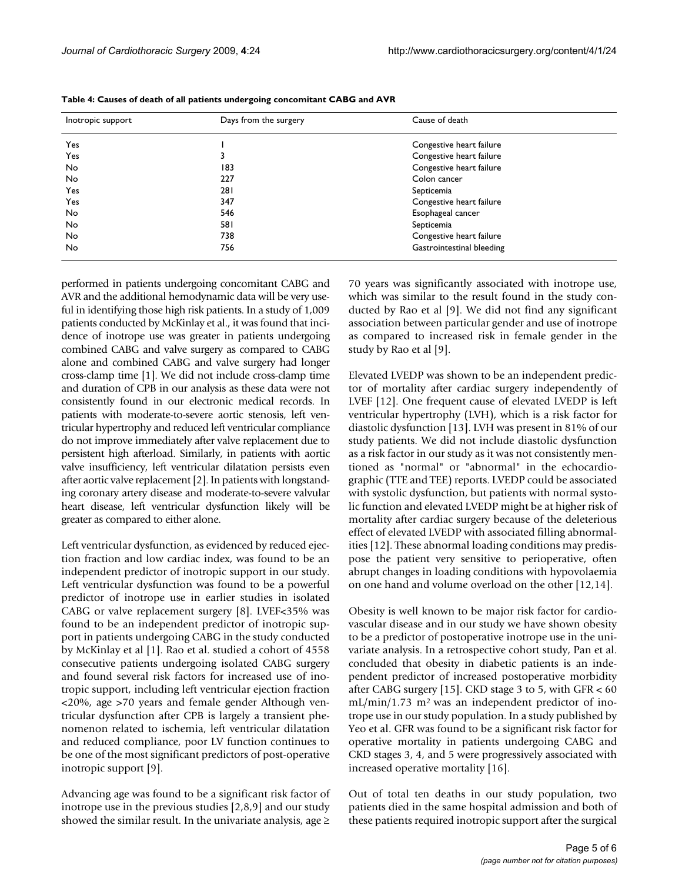**Table 4: Causes of death of all patients undergoing concomitant CABG and AVR**

| Inotropic support | Days from the surgery | Cause of death |
|---|---|---|
| Yes | 1 | Congestive heart failure |
| Yes | 3 | Congestive heart failure |
| No | 183 | Congestive heart failure |
| No | 227 | Colon cancer |
| Yes | 281 | Septicemia |
| Yes | 347 | Congestive heart failure |
| No | 546 | Esophageal cancer |
| No | 581 | Septicemia |
| No | 738 | Congestive heart failure |
| No | 756 | Gastrointestinal bleeding |

performed in patients undergoing concomitant CABG and AVR and the additional hemodynamic data will be very useful in identifying those high risk patients. In a study of 1,009 patients conducted by McKinlay et al., it was found that incidence of inotrope use was greater in patients undergoing combined CABG and valve surgery as compared to CABG alone and combined CABG and valve surgery had longer cross-clamp time [1]. We did not include cross-clamp time and duration of CPB in our analysis as these data were not consistently found in our electronic medical records. In patients with moderate-to-severe aortic stenosis, left ventricular hypertrophy and reduced left ventricular compliance do not improve immediately after valve replacement due to persistent high afterload. Similarly, in patients with aortic valve insufficiency, left ventricular dilatation persists even after aortic valve replacement [2]. In patients with longstanding coronary artery disease and moderate-to-severe valvular heart disease, left ventricular dysfunction likely will be greater as compared to either alone.

Left ventricular dysfunction, as evidenced by reduced ejection fraction and low cardiac index, was found to be an independent predictor of inotropic support in our study. Left ventricular dysfunction was found to be a powerful predictor of inotrope use in earlier studies in isolated CABG or valve replacement surgery [8]. LVEF<35% was found to be an independent predictor of inotropic support in patients undergoing CABG in the study conducted by McKinlay et al [1]. Rao et al. studied a cohort of 4558 consecutive patients undergoing isolated CABG surgery and found several risk factors for increased use of inotropic support, including left ventricular ejection fraction <20%, age >70 years and female gender Although ventricular dysfunction after CPB is largely a transient phenomenon related to ischemia, left ventricular dilatation and reduced compliance, poor LV function continues to be one of the most significant predictors of post-operative inotropic support [9].

Advancing age was found to be a significant risk factor of inotrope use in the previous studies [2,8,9] and our study showed the similar result. In the univariate analysis, age ≥ 70 years was significantly associated with inotrope use, which was similar to the result found in the study conducted by Rao et al [9]. We did not find any significant association between particular gender and use of inotrope as compared to increased risk in female gender in the study by Rao et al [9].

Elevated LVEDP was shown to be an independent predictor of mortality after cardiac surgery independently of LVEF [12]. One frequent cause of elevated LVEDP is left ventricular hypertrophy (LVH), which is a risk factor for diastolic dysfunction [13]. LVH was present in 81% of our study patients. We did not include diastolic dysfunction as a risk factor in our study as it was not consistently mentioned as "normal" or "abnormal" in the echocardiographic (TTE and TEE) reports. LVEDP could be associated with systolic dysfunction, but patients with normal systolic function and elevated LVEDP might be at higher risk of mortality after cardiac surgery because of the deleterious effect of elevated LVEDP with associated filling abnormalities [12]. These abnormal loading conditions may predispose the patient very sensitive to perioperative, often abrupt changes in loading conditions with hypovolaemia on one hand and volume overload on the other [12,14].

Obesity is well known to be major risk factor for cardiovascular disease and in our study we have shown obesity to be a predictor of postoperative inotrope use in the univariate analysis. In a retrospective cohort study, Pan et al. concluded that obesity in diabetic patients is an independent predictor of increased postoperative morbidity after CABG surgery [15]. CKD stage 3 to 5, with GFR < 60 mL/min/1.73 $m^2$ was an independent predictor of inotrope use in our study population. In a study published by Yeo et al. GFR was found to be a significant risk factor for operative mortality in patients undergoing CABG and CKD stages 3, 4, and 5 were progressively associated with increased operative mortality [16].

Out of total ten deaths in our study population, two patients died in the same hospital admission and both of these patients required inotropic support after the surgical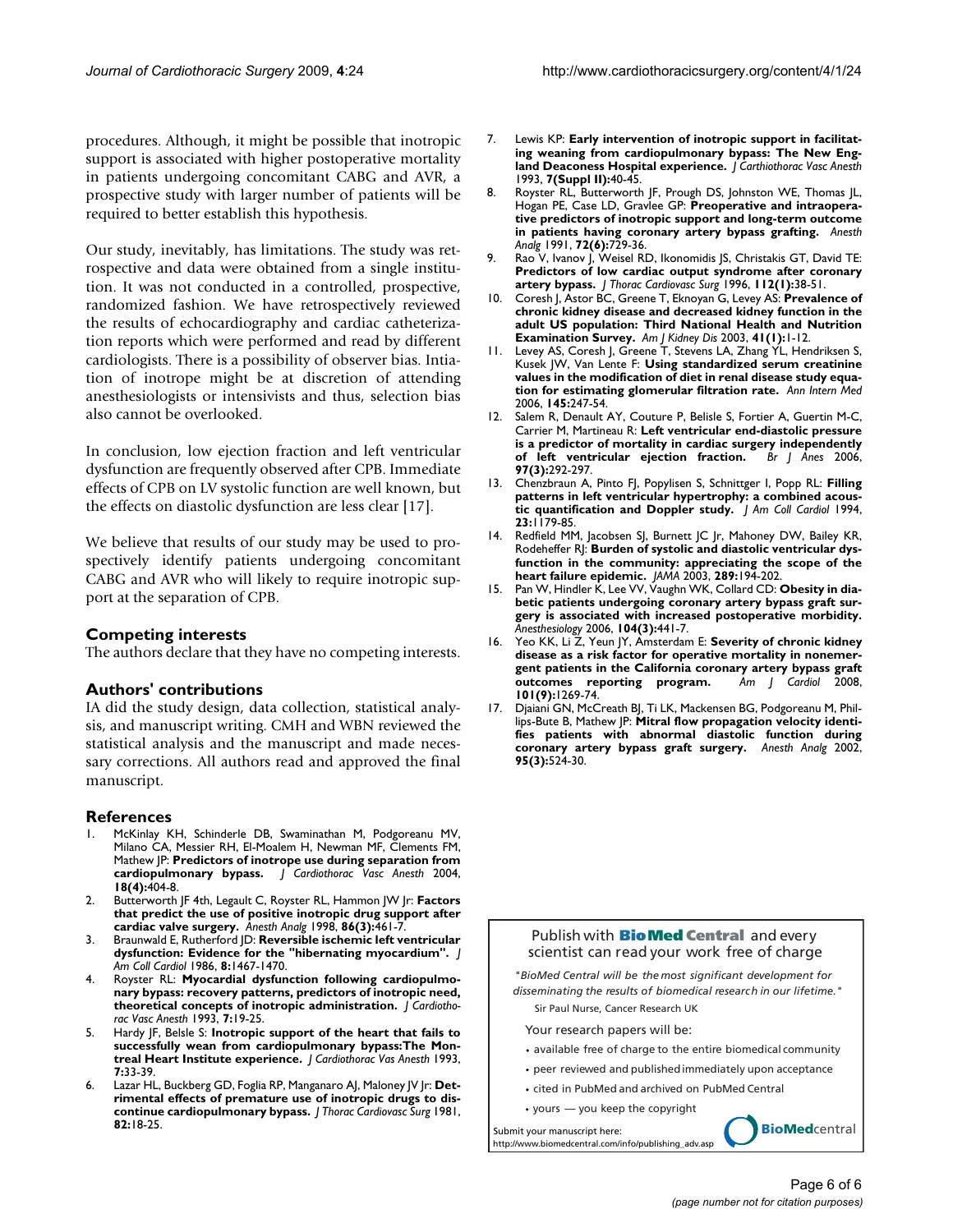procedures. Although, it might be possible that inotropic support is associated with higher postoperative mortality in patients undergoing concomitant CABG and AVR, a prospective study with larger number of patients will be required to better establish this hypothesis.

Our study, inevitably, has limitations. The study was retrospective and data were obtained from a single institution. It was not conducted in a controlled, prospective, randomized fashion. We have retrospectively reviewed the results of echocardiography and cardiac catheterization reports which were performed and read by different cardiologists. There is a possibility of observer bias. Intiation of inotrope might be at discretion of attending anesthesiologists or intensivists and thus, selection bias also cannot be overlooked.

In conclusion, low ejection fraction and left ventricular dysfunction are frequently observed after CPB. Immediate effects of CPB on LV systolic function are well known, but the effects on diastolic dysfunction are less clear [17].

We believe that results of our study may be used to prospectively identify patients undergoing concomitant CABG and AVR who will likely to require inotropic support at the separation of CPB.

## Competing interests

The authors declare that they have no competing interests.

## Authors' contributions

IA did the study design, data collection, statistical analysis, and manuscript writing. CMH and WBN reviewed the statistical analysis and the manuscript and made necessary corrections. All authors read and approved the final manuscript.

## References

1. McKinlay KH, Schinderle DB, Swaminathan M, Podgoreanu MV, Milano CA, Messier RH, El-Moalem H, Newman MF, Clements FM, Mathew JP: **Predictors of inotrope use during separation from cardiopulmonary bypass.** *J Cardiothorac Vasc Anesth* 2004, **18(4):**404-8.
2. Butterworth JF 4th, Legault C, Royster RL, Hammon JW Jr: **Factors that predict the use of positive inotropic drug support after cardiac valve surgery.** *Anesth Analg* 1998, **86(3):**461-7.
3. Braunwald E, Rutherford JD: **Reversible ischemic left ventricular dysfunction: Evidence for the "hibernating myocardium".** *J Am Coll Cardiol* 1986, **8:**1467-1470.
4. Royster RL: **Myocardial dysfunction following cardiopulmonary bypass: recovery patterns, predictors of inotropic need, theoretical concepts of inotropic administration.** *J Cardiothorac Vasc Anesth* 1993, **7:**19-25.
5. Hardy JF, Belsle S: **Inotropic support of the heart that fails to successfully wean from cardiopulmonary bypass:The Montreal Heart Institute experience.** *J Cardiothorac Vas Anesth* 1993, **7:**33-39.
6. Lazar HL, Buckberg GD, Foglia RP, Manganaro AJ, Maloney JV Jr: **Detrimental effects of premature use of inotropic drugs to discontinue cardiopulmonary bypass.** *J Thorac Cardiovasc Surg* 1981, **82:**18-25.
7. Lewis KP: **Early intervention of inotropic support in facilitating weaning from cardiopulmonary bypass: The New England Deaconess Hospital experience.** *J Carthiothorac Vasc Anesth* 1993, **7(Suppl II):**40-45.
8. Royster RL, Butterworth JF, Prough DS, Johnston WE, Thomas JL, Hogan PE, Case LD, Gravlee GP: **Preoperative and intraoperative predictors of inotropic support and long-term outcome in patients having coronary artery bypass grafting.** *Anesth Analg* 1991, **72(6):**729-36.
9. Rao V, Ivanov J, Weisel RD, Ikonomidis JS, Christakis GT, David TE: **Predictors of low cardiac output syndrome after coronary artery bypass.** *J Thorac Cardiovasc Surg* 1996, **112(1):**38-51.
10. Coresh J, Astor BC, Greene T, Eknoyan G, Levey AS: **Prevalence of chronic kidney disease and decreased kidney function in the adult US population: Third National Health and Nutrition Examination Survey.** *Am J Kidney Dis* 2003, **41(1):**1-12.
11. Levey AS, Coresh J, Greene T, Stevens LA, Zhang YL, Hendriksen S, Kusek JW, Van Lente F: **Using standardized serum creatinine values in the modification of diet in renal disease study equation for estimating glomerular filtration rate.** *Ann Intern Med* 2006, **145:**247-54.
12. Salem R, Denault AY, Couture P, Belisle S, Fortier A, Guertin M-C, Carrier M, Martineau R: **Left ventricular end-diastolic pressure is a predictor of mortality in cardiac surgery independently of left ventricular ejection fraction.** *Br J Anes* 2006, **97(3):**292-297.
13. Chenzbraun A, Pinto FJ, Popylisen S, Schnittger I, Popp RL: **Filling patterns in left ventricular hypertrophy: a combined acoustic quantification and Doppler study.** *J Am Coll Cardiol* 1994, **23:**1179-85.
14. Redfield MM, Jacobsen SJ, Burnett JC Jr, Mahoney DW, Bailey KR, Rodeheffer RJ: **Burden of systolic and diastolic ventricular dysfunction in the community: appreciating the scope of the heart failure epidemic.** *JAMA* 2003, **289:**194-202.
15. Pan W, Hindler K, Lee VV, Vaughn WK, Collard CD: **Obesity in diabetic patients undergoing coronary artery bypass graft surgery is associated with increased postoperative morbidity.** *Anesthesiology* 2006, **104(3):**441-7.
16. Yeo KK, Li Z, Yeun JY, Amsterdam E: **Severity of chronic kidney disease as a risk factor for operative mortality in nonemergent patients in the California coronary artery bypass graft outcomes reporting program.** *Am J Cardiol* 2008, **101(9):**1269-74.
17. Djaiani GN, McCreath BJ, Ti LK, Mackensen BG, Podgoreanu M, Phillips-Bute B, Mathew JP: **Mitral flow propagation velocity identifies patients with abnormal diastolic function during coronary artery bypass graft surgery.** *Anesth Analg* 2002, **95(3):**524-30.

Publish with **BioMed Central** and every scientist can read your work free of charge

*"BioMed Central will be the most significant development for disseminating the results of biomedical research in our lifetime."*
Sir Paul Nurse, Cancer Research UK

Your research papers will be:

- available free of charge to the entire biomedical community
- peer reviewed and published immediately upon acceptance
- cited in PubMed and archived on PubMed Central
- yours — you keep the copyright

Submit your manuscript here:
http://www.biomedcentral.com/info/publishing_adv.asp

BioMedcentral